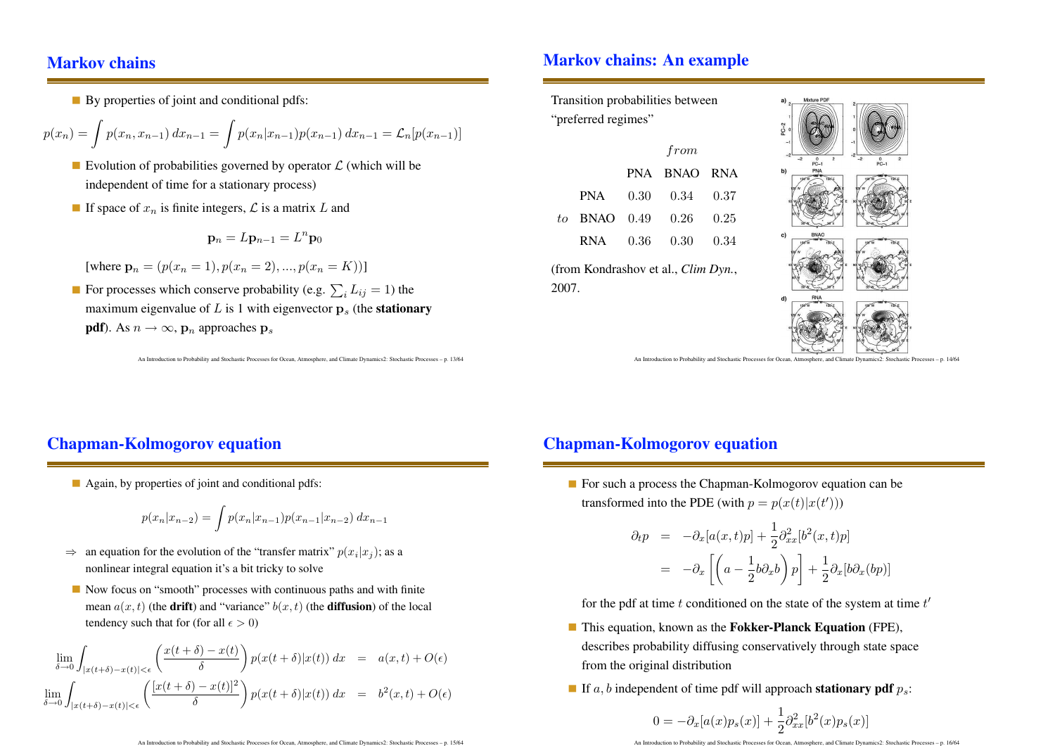## Markov chains

- By properties of joint and conditional pdfs:

$$p(x_n) = \int p(x_n, x_{n-1})\, dx_{n-1} = \int p(x_n|x_{n-1})p(x_{n-1})\, dx_{n-1} = \mathcal{L}_n[p(x_{n-1})]$$

- Evolution of probabilities governed by operator $\mathcal{L}$ (which will be independent of time for a stationary process)
- If space of $x_n$ is finite integers, $\mathcal{L}$ is a matrix $L$ and

$$\mathbf{p}_n = L\mathbf{p}_{n-1} = L^n \mathbf{p}_0$$

  [where $\mathbf{p}_n = (p(x_n = 1), p(x_n = 2), ..., p(x_n = K))$]
- For processes which conserve probability (e.g. $\sum_i L_{ij} = 1$) the maximum eigenvalue of $L$ is 1 with eigenvector $\mathbf{p}_s$ (the **stationary pdf**). As $n \to \infty$, $\mathbf{p}_n$ approaches $\mathbf{p}_s$

## Markov chains: An example

Transition probabilities between "preferred regimes"

| | | *from* | | |
|---|---|---|---|---|
| | | PNA | BNAO | RNA |
| | PNA | 0.30 | 0.34 | 0.37 |
| *to* | BNAO | 0.49 | 0.26 | 0.25 |
| | RNA | 0.36 | 0.30 | 0.34 |

(from Kondrashov et al., *Clim Dyn.*, 2007.

## Chapman-Kolmogorov equation

- Again, by properties of joint and conditional pdfs:

$$p(x_n|x_{n-2}) = \int p(x_n|x_{n-1})p(x_{n-1}|x_{n-2})\, dx_{n-1}$$

$\Rightarrow$ an equation for the evolution of the "transfer matrix" $p(x_i|x_j)$; as a nonlinear integral equation it's a bit tricky to solve

- Now focus on "smooth" processes with continuous paths and with finite mean $a(x,t)$ (the **drift**) and "variance" $b(x,t)$ (the **diffusion**) of the local tendency such that for (for all $\epsilon > 0$)

$$\lim_{\delta \to 0} \int_{|x(t+\delta)-x(t)|<\epsilon} \left( \frac{x(t+\delta) - x(t)}{\delta} \right) p(x(t+\delta)|x(t))\, dx = a(x,t) + O(\epsilon)$$

$$\lim_{\delta \to 0} \int_{|x(t+\delta)-x(t)|<\epsilon} \left( \frac{[x(t+\delta) - x(t)]^2}{\delta} \right) p(x(t+\delta)|x(t))\, dx = b^2(x,t) + O(\epsilon)$$

## Chapman-Kolmogorov equation

- For such a process the Chapman-Kolmogorov equation can be transformed into the PDE (with $p = p(x(t)|x(t'))$)

$$\begin{aligned} \partial_t p &= -\partial_x[a(x,t)p] + \frac{1}{2}\partial^2_{xx}[b^2(x,t)p] \\ &= -\partial_x\left[\left(a - \frac{1}{2}b\partial_x b\right)p\right] + \frac{1}{2}\partial_x[b\partial_x(bp)] \end{aligned}$$

  for the pdf at time $t$ conditioned on the state of the system at time $t'$
- This equation, known as the **Fokker-Planck Equation** (FPE), describes probability diffusing conservatively through state space from the original distribution
- If $a, b$ independent of time pdf will approach **stationary pdf** $p_s$:

$$0 = -\partial_x[a(x)p_s(x)] + \frac{1}{2}\partial^2_{xx}[b^2(x)p_s(x)]$$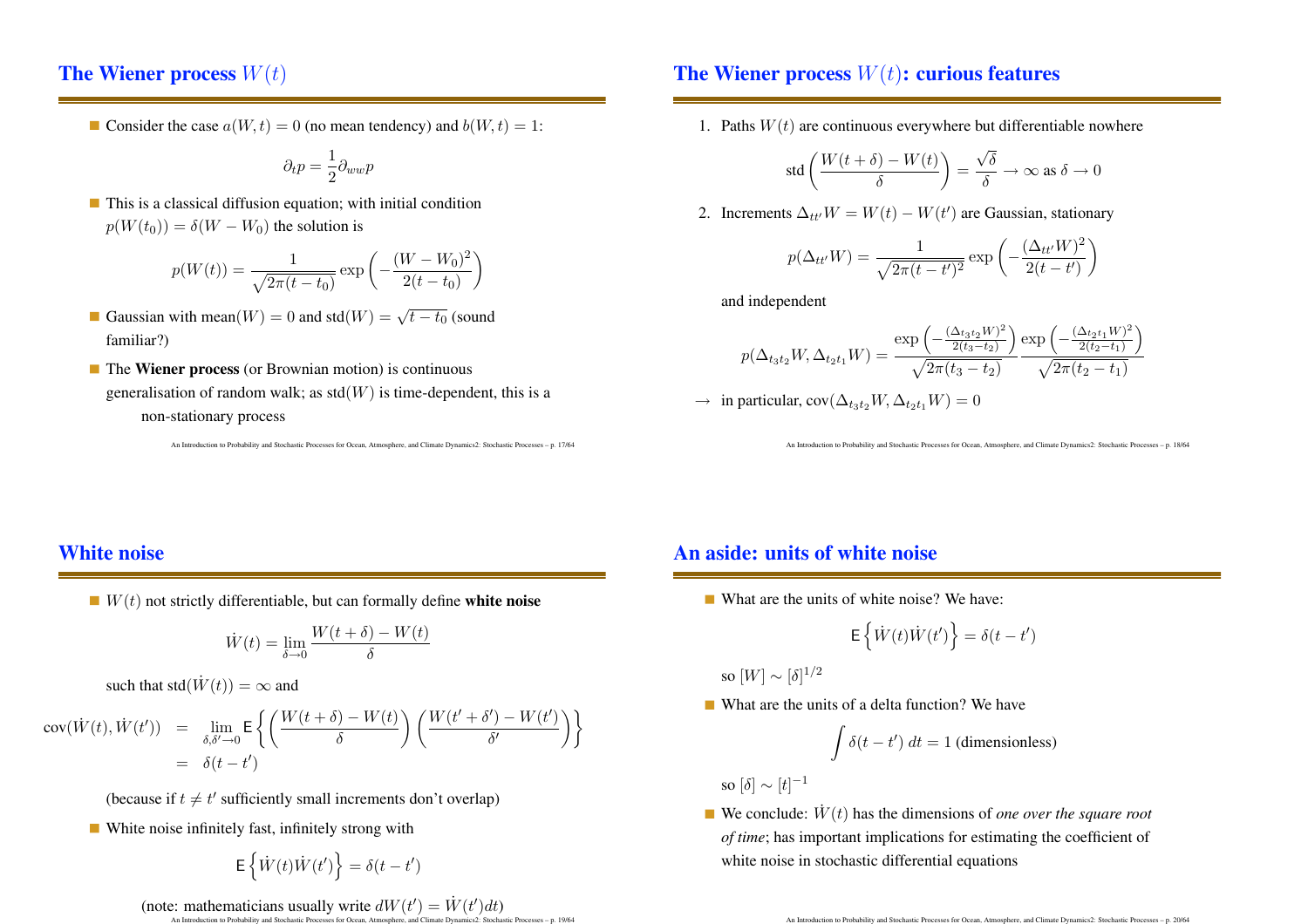## The Wiener process $W(t)$

- Consider the case $a(W,t) = 0$ (no mean tendency) and $b(W,t) = 1$:

$$\partial_t p = \frac{1}{2}\partial_{ww} p$$

- This is a classical diffusion equation; with initial condition $p(W(t_0)) = \delta(W - W_0)$ the solution is

$$p(W(t)) = \frac{1}{\sqrt{2\pi(t-t_0)}} \exp\left(-\frac{(W-W_0)^2}{2(t-t_0)}\right)$$

- Gaussian with mean$(W) = 0$ and std$(W) = \sqrt{t - t_0}$ (sound familiar?)
- The **Wiener process** (or Brownian motion) is continuous generalisation of random walk; as std$(W)$ is time-dependent, this is a non-stationary process

## The Wiener process $W(t)$: curious features

1. Paths $W(t)$ are continuous everywhere but differentiable nowhere

$$\text{std}\left(\frac{W(t+\delta) - W(t)}{\delta}\right) = \frac{\sqrt{\delta}}{\delta} \to \infty \text{ as } \delta \to 0$$

2. Increments $\Delta_{tt'}W = W(t) - W(t')$ are Gaussian, stationary

$$p(\Delta_{tt'}W) = \frac{1}{\sqrt{2\pi(t-t')^2}} \exp\left(-\frac{(\Delta_{tt'}W)^2}{2(t-t')}\right)$$

and independent

$$p(\Delta_{t_3t_2}W, \Delta_{t_2t_1}W) = \frac{\exp\left(-\frac{(\Delta_{t_3t_2}W)^2}{2(t_3-t_2)}\right)}{\sqrt{2\pi(t_3-t_2)}} \frac{\exp\left(-\frac{(\Delta_{t_2t_1}W)^2}{2(t_2-t_1)}\right)}{\sqrt{2\pi(t_2-t_1)}}$$

$\rightarrow$ in particular, $\text{cov}(\Delta_{t_3t_2}W, \Delta_{t_2t_1}W) = 0$

## White noise

- $W(t)$ not strictly differentiable, but can formally define **white noise**

$$\dot{W}(t) = \lim_{\delta \to 0} \frac{W(t+\delta) - W(t)}{\delta}$$

such that std$(\dot{W}(t)) = \infty$ and

$$\begin{aligned}
\text{cov}(\dot{W}(t), \dot{W}(t')) &= \lim_{\delta,\delta' \to 0} \mathsf{E}\left\{\left(\frac{W(t+\delta) - W(t)}{\delta}\right)\left(\frac{W(t'+\delta') - W(t')}{\delta'}\right)\right\} \\
&= \delta(t - t')
\end{aligned}$$

(because if $t \neq t'$ sufficiently small increments don't overlap)

- White noise infinitely fast, infinitely strong with

$$\mathsf{E}\left\{\dot{W}(t)\dot{W}(t')\right\} = \delta(t - t')$$

(note: mathematicians usually write $dW(t') = \dot{W}(t')dt$)

## An aside: units of white noise

- What are the units of white noise? We have:

$$\mathsf{E}\left\{\dot{W}(t)\dot{W}(t')\right\} = \delta(t - t')$$

so $[W] \sim [\delta]^{1/2}$

- What are the units of a delta function? We have

$$\int \delta(t - t')\, dt = 1 \text{ (dimensionless)}$$

so $[\delta] \sim [t]^{-1}$

- We conclude: $\dot{W}(t)$ has the dimensions of *one over the square root of time*; has important implications for estimating the coefficient of white noise in stochastic differential equations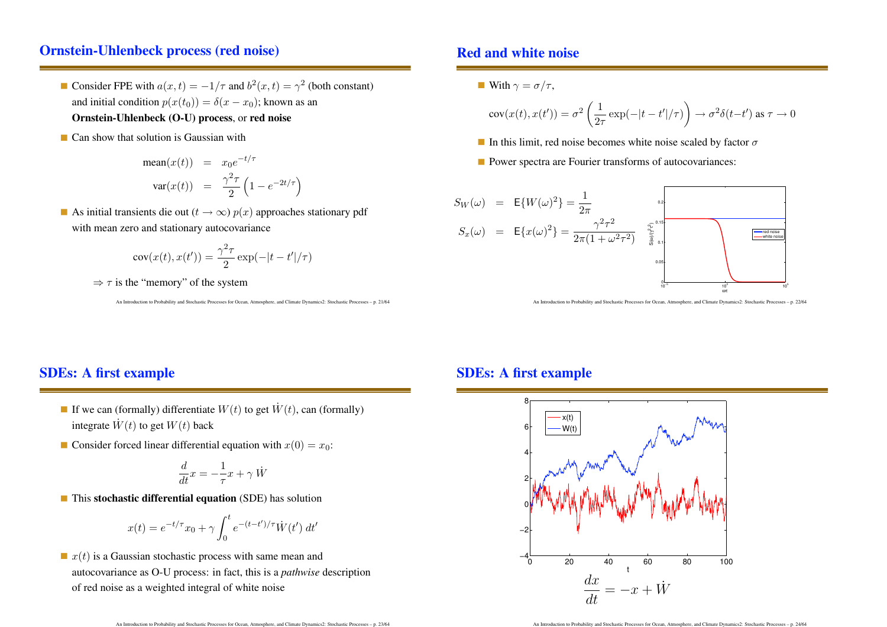## Ornstein-Uhlenbeck process (red noise)

- Consider FPE with $a(x,t) = -1/\tau$ and $b^2(x,t) = \gamma^2$ (both constant) and initial condition $p(x(t_0)) = \delta(x - x_0)$; known as an **Ornstein-Uhlenbeck (O-U) process**, or **red noise**
- Can show that solution is Gaussian with

$$
\begin{aligned}
\text{mean}(x(t)) &= x_0 e^{-t/\tau} \\
\text{var}(x(t)) &= \frac{\gamma^2 \tau}{2}\left(1 - e^{-2t/\tau}\right)
\end{aligned}
$$

- As initial transients die out ($t \to \infty$) $p(x)$ approaches stationary pdf with mean zero and stationary autocovariance

$$
\text{cov}(x(t), x(t')) = \frac{\gamma^2 \tau}{2} \exp(-|t - t'|/\tau)
$$

$\Rightarrow \tau$ is the "memory" of the system

## Red and white noise

- With $\gamma = \sigma/\tau$,

$$
\text{cov}(x(t), x(t')) = \sigma^2 \left(\frac{1}{2\tau} \exp(-|t - t'|/\tau)\right) \to \sigma^2 \delta(t - t') \text{ as } \tau \to 0
$$

- In this limit, red noise becomes white noise scaled by factor $\sigma$
- Power spectra are Fourier transforms of autocovariances:

$$
\begin{aligned}
S_W(\omega) &= \mathsf{E}\{W(\omega)^2\} = \frac{1}{2\pi} \\
S_x(\omega) &= \mathsf{E}\{x(\omega)^2\} = \frac{\gamma^2 \tau^2}{2\pi(1 + \omega^2 \tau^2)}
\end{aligned}
$$

S(ω)/(γ²τ²)
0.2
0.15
0.1
0.05
0
10⁻⁵
10⁰
10⁵
ωτ
red noise
white noise

## SDEs: A first example

- If we can (formally) differentiate $W(t)$ to get $\dot{W}(t)$, can (formally) integrate $\dot{W}(t)$ to get $W(t)$ back
- Consider forced linear differential equation with $x(0) = x_0$:

$$
\frac{d}{dt}x = -\frac{1}{\tau}x + \gamma \, \dot{W}
$$

- This **stochastic differential equation** (SDE) has solution

$$
x(t) = e^{-t/\tau} x_0 + \gamma \int_0^t e^{-(t-t')/\tau} \dot{W}(t') \, dt'
$$

- $x(t)$ is a Gaussian stochastic process with same mean and autocovariance as O-U process: in fact, this is a *pathwise* description of red noise as a weighted integral of white noise

## SDEs: A first example

x(t)
W(t)
8
6
4
2
0
−2
−4
0
20
40
60
80
100
t

$$
\frac{dx}{dt} = -x + \dot{W}
$$